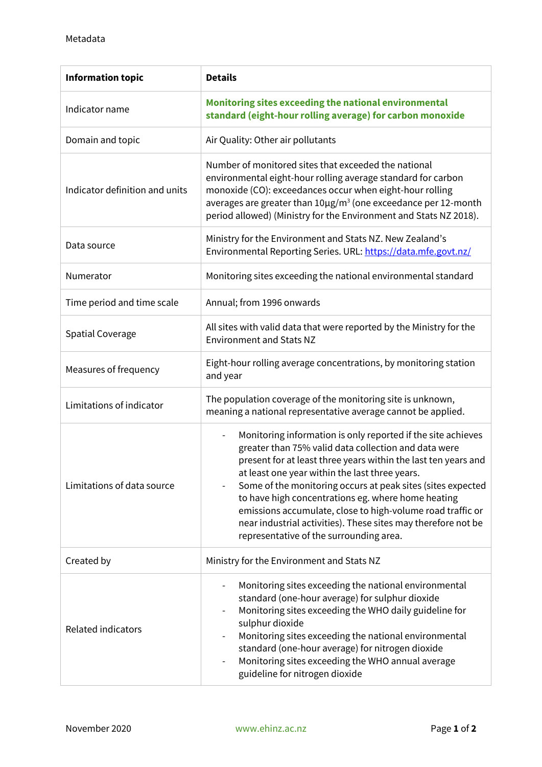Metadata

| Information topic | Details |
| --- | --- |
| Indicator name | **Monitoring sites exceeding the national environmental standard (eight-hour rolling average) for carbon monoxide** |
| Domain and topic | Air Quality: Other air pollutants |
| Indicator definition and units | Number of monitored sites that exceeded the national environmental eight-hour rolling average standard for carbon monoxide (CO): exceedances occur when eight-hour rolling averages are greater than 10μg/m$^3$ (one exceedance per 12-month period allowed) (Ministry for the Environment and Stats NZ 2018). |
| Data source | Ministry for the Environment and Stats NZ. New Zealand's Environmental Reporting Series. URL: https://data.mfe.govt.nz/ |
| Numerator | Monitoring sites exceeding the national environmental standard |
| Time period and time scale | Annual; from 1996 onwards |
| Spatial Coverage | All sites with valid data that were reported by the Ministry for the Environment and Stats NZ |
| Measures of frequency | Eight-hour rolling average concentrations, by monitoring station and year |
| Limitations of indicator | The population coverage of the monitoring site is unknown, meaning a national representative average cannot be applied. |
| Limitations of data source | - Monitoring information is only reported if the site achieves greater than 75% valid data collection and data were present for at least three years within the last ten years and at least one year within the last three years.<br>- Some of the monitoring occurs at peak sites (sites expected to have high concentrations eg. where home heating emissions accumulate, close to high-volume road traffic or near industrial activities). These sites may therefore not be representative of the surrounding area. |
| Created by | Ministry for the Environment and Stats NZ |
| Related indicators | - Monitoring sites exceeding the national environmental standard (one-hour average) for sulphur dioxide<br>- Monitoring sites exceeding the WHO daily guideline for sulphur dioxide<br>- Monitoring sites exceeding the national environmental standard (one-hour average) for nitrogen dioxide<br>- Monitoring sites exceeding the WHO annual average guideline for nitrogen dioxide |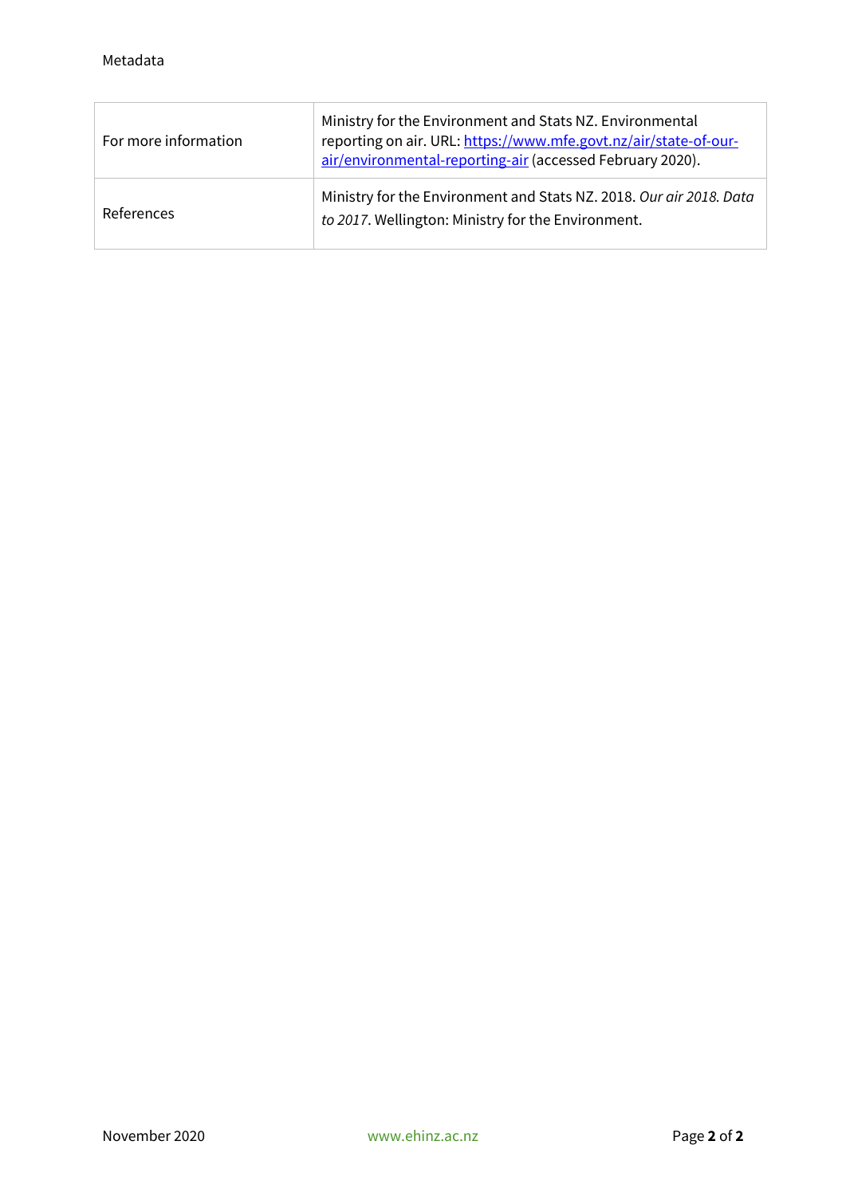| | |
|---|---|
| For more information | Ministry for the Environment and Stats NZ. Environmental reporting on air. URL: [https://www.mfe.govt.nz/air/state-of-our-air/environmental-reporting-air](https://www.mfe.govt.nz/air/state-of-our-air/environmental-reporting-air) (accessed February 2020). |
| References | Ministry for the Environment and Stats NZ. 2018. *Our air 2018. Data to 2017*. Wellington: Ministry for the Environment. |